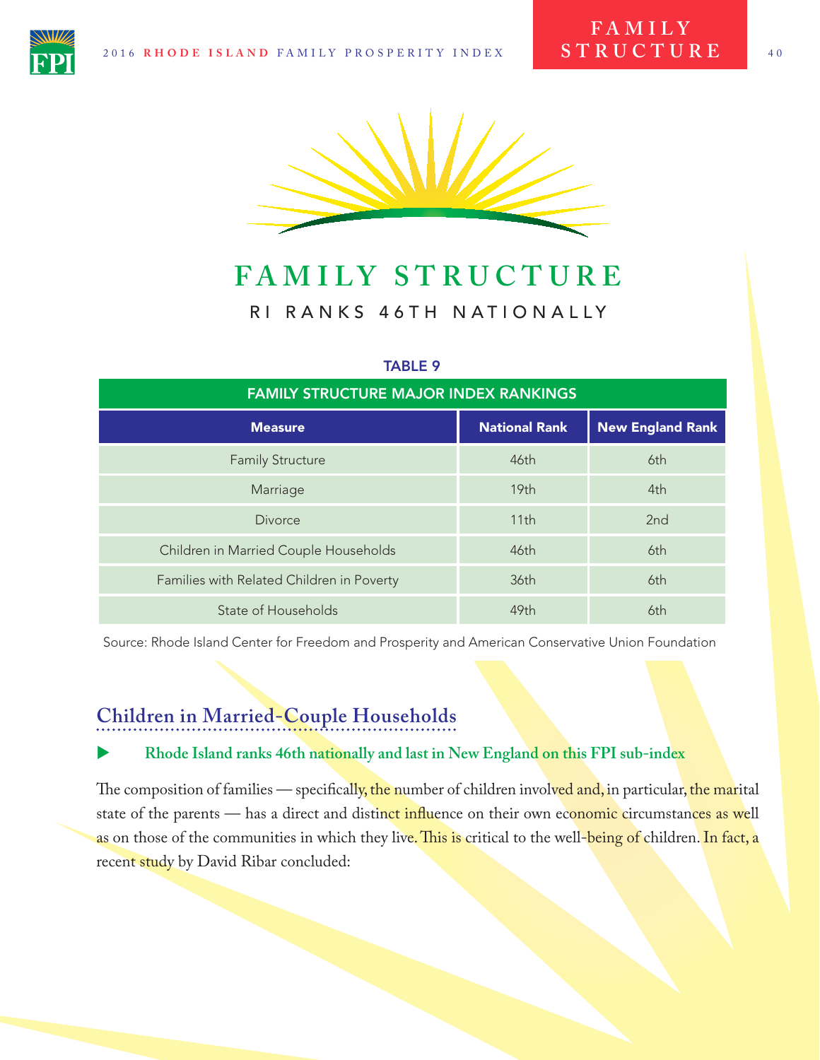# FAMILY STRUCTURE

RI RANKS 46TH NATIONALLY

TABLE 9

| FAMILY STRUCTURE MAJOR INDEX RANKINGS | | |
|---|---|---|
| **Measure** | **National Rank** | **New England Rank** |
| Family Structure | 46th | 6th |
| Marriage | 19th | 4th |
| Divorce | 11th | 2nd |
| Children in Married Couple Households | 46th | 6th |
| Families with Related Children in Poverty | 36th | 6th |
| State of Households | 49th | 6th |

Source: Rhode Island Center for Freedom and Prosperity and American Conservative Union Foundation

## Children in Married-Couple Households

- **Rhode Island ranks 46th nationally and last in New England on this FPI sub-index**

The composition of families — specifically, the number of children involved and, in particular, the marital state of the parents — has a direct and distinct influence on their own economic circumstances as well as on those of the communities in which they live. This is critical to the well-being of children. In fact, a recent study by David Ribar concluded: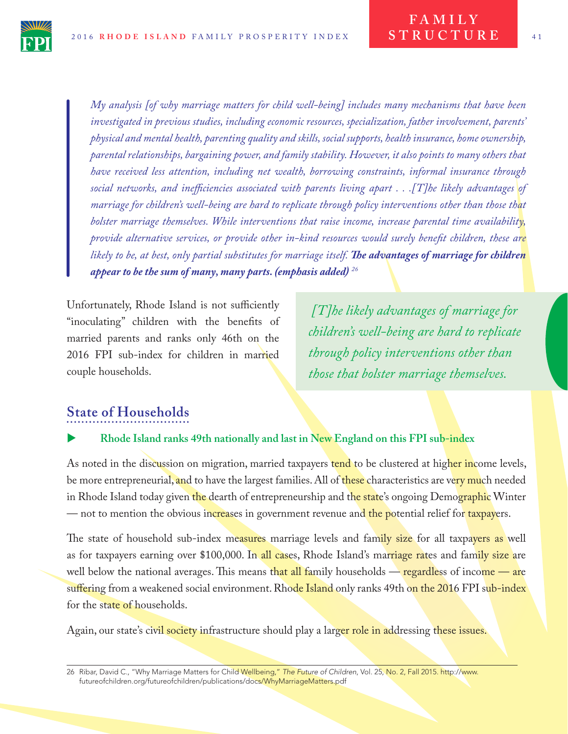> *My analysis [of why marriage matters for child well-being] includes many mechanisms that have been investigated in previous studies, including economic resources, specialization, father involvement, parents' physical and mental health, parenting quality and skills, social supports, health insurance, home ownership, parental relationships, bargaining power, and family stability. However, it also points to many others that have received less attention, including net wealth, borrowing constraints, informal insurance through social networks, and inefficiencies associated with parents living apart . . .[T]he likely advantages of marriage for children's well-being are hard to replicate through policy interventions other than those that bolster marriage themselves. While interventions that raise income, increase parental time availability, provide alternative services, or provide other in-kind resources would surely benefit children, these are likely to be, at best, only partial substitutes for marriage itself.* ***The advantages of marriage for children appear to be the sum of many, many parts. (emphasis added)*** [26]

Unfortunately, Rhode Island is not sufficiently "inoculating" children with the benefits of married parents and ranks only 46th on the 2016 FPI sub-index for children in married couple households.

> *[T]he likely advantages of marriage for children's well-being are hard to replicate through policy interventions other than those that bolster marriage themselves.*

## State of Households

**▶ Rhode Island ranks 49th nationally and last in New England on this FPI sub-index**

As noted in the discussion on migration, married taxpayers tend to be clustered at higher income levels, be more entrepreneurial, and to have the largest families. All of these characteristics are very much needed in Rhode Island today given the dearth of entrepreneurship and the state's ongoing Demographic Winter — not to mention the obvious increases in government revenue and the potential relief for taxpayers.

The state of household sub-index measures marriage levels and family size for all taxpayers as well as for taxpayers earning over $100,000. In all cases, Rhode Island's marriage rates and family size are well below the national averages. This means that all family households — regardless of income — are suffering from a weakened social environment. Rhode Island only ranks 49th on the 2016 FPI sub-index for the state of households.

Again, our state's civil society infrastructure should play a larger role in addressing these issues.

---

26 Ribar, David C., "Why Marriage Matters for Child Wellbeing," *The Future of Children*, Vol. 25, No. 2, Fall 2015. http://www.futureofchildren.org/futureofchildren/publications/docs/WhyMarriageMatters.pdf